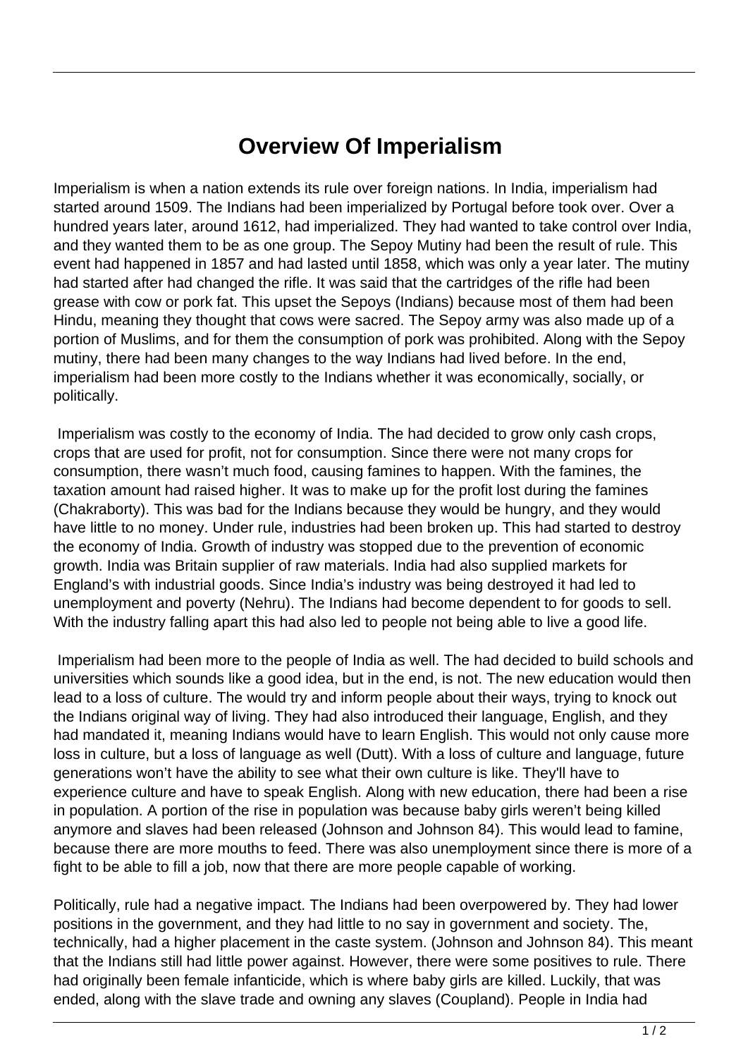# Overview Of Imperialism

Imperialism is when a nation extends its rule over foreign nations. In India, imperialism had started around 1509. The Indians had been imperialized by Portugal before took over. Over a hundred years later, around 1612, had imperialized. They had wanted to take control over India, and they wanted them to be as one group. The Sepoy Mutiny had been the result of rule. This event had happened in 1857 and had lasted until 1858, which was only a year later. The mutiny had started after had changed the rifle. It was said that the cartridges of the rifle had been grease with cow or pork fat. This upset the Sepoys (Indians) because most of them had been Hindu, meaning they thought that cows were sacred. The Sepoy army was also made up of a portion of Muslims, and for them the consumption of pork was prohibited. Along with the Sepoy mutiny, there had been many changes to the way Indians had lived before. In the end, imperialism had been more costly to the Indians whether it was economically, socially, or politically.

Imperialism was costly to the economy of India. The had decided to grow only cash crops, crops that are used for profit, not for consumption. Since there were not many crops for consumption, there wasn't much food, causing famines to happen. With the famines, the taxation amount had raised higher. It was to make up for the profit lost during the famines (Chakraborty). This was bad for the Indians because they would be hungry, and they would have little to no money. Under rule, industries had been broken up. This had started to destroy the economy of India. Growth of industry was stopped due to the prevention of economic growth. India was Britain supplier of raw materials. India had also supplied markets for England's with industrial goods. Since India's industry was being destroyed it had led to unemployment and poverty (Nehru). The Indians had become dependent to for goods to sell. With the industry falling apart this had also led to people not being able to live a good life.

Imperialism had been more to the people of India as well. The had decided to build schools and universities which sounds like a good idea, but in the end, is not. The new education would then lead to a loss of culture. The would try and inform people about their ways, trying to knock out the Indians original way of living. They had also introduced their language, English, and they had mandated it, meaning Indians would have to learn English. This would not only cause more loss in culture, but a loss of language as well (Dutt). With a loss of culture and language, future generations won't have the ability to see what their own culture is like. They'll have to experience culture and have to speak English. Along with new education, there had been a rise in population. A portion of the rise in population was because baby girls weren't being killed anymore and slaves had been released (Johnson and Johnson 84). This would lead to famine, because there are more mouths to feed. There was also unemployment since there is more of a fight to be able to fill a job, now that there are more people capable of working.

Politically, rule had a negative impact. The Indians had been overpowered by. They had lower positions in the government, and they had little to no say in government and society. The, technically, had a higher placement in the caste system. (Johnson and Johnson 84). This meant that the Indians still had little power against. However, there were some positives to rule. There had originally been female infanticide, which is where baby girls are killed. Luckily, that was ended, along with the slave trade and owning any slaves (Coupland). People in India had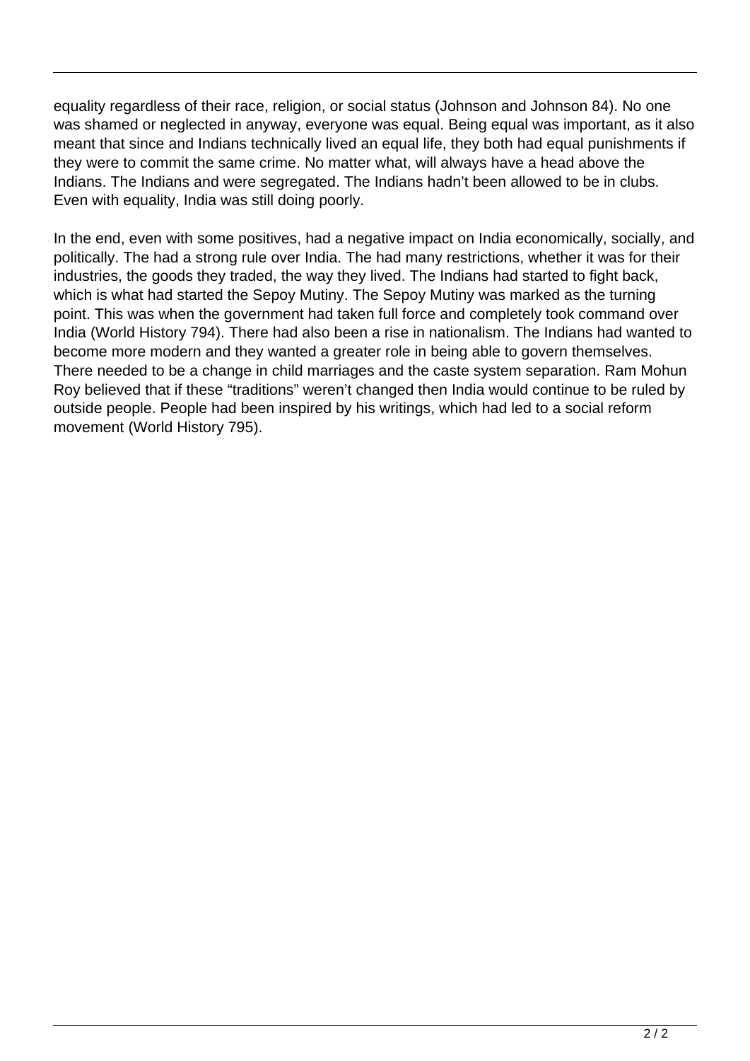equality regardless of their race, religion, or social status (Johnson and Johnson 84). No one was shamed or neglected in anyway, everyone was equal. Being equal was important, as it also meant that since and Indians technically lived an equal life, they both had equal punishments if they were to commit the same crime. No matter what, will always have a head above the Indians. The Indians and were segregated. The Indians hadn't been allowed to be in clubs. Even with equality, India was still doing poorly.

In the end, even with some positives, had a negative impact on India economically, socially, and politically. The had a strong rule over India. The had many restrictions, whether it was for their industries, the goods they traded, the way they lived. The Indians had started to fight back, which is what had started the Sepoy Mutiny. The Sepoy Mutiny was marked as the turning point. This was when the government had taken full force and completely took command over India (World History 794). There had also been a rise in nationalism. The Indians had wanted to become more modern and they wanted a greater role in being able to govern themselves. There needed to be a change in child marriages and the caste system separation. Ram Mohun Roy believed that if these "traditions" weren't changed then India would continue to be ruled by outside people. People had been inspired by his writings, which had led to a social reform movement (World History 795).